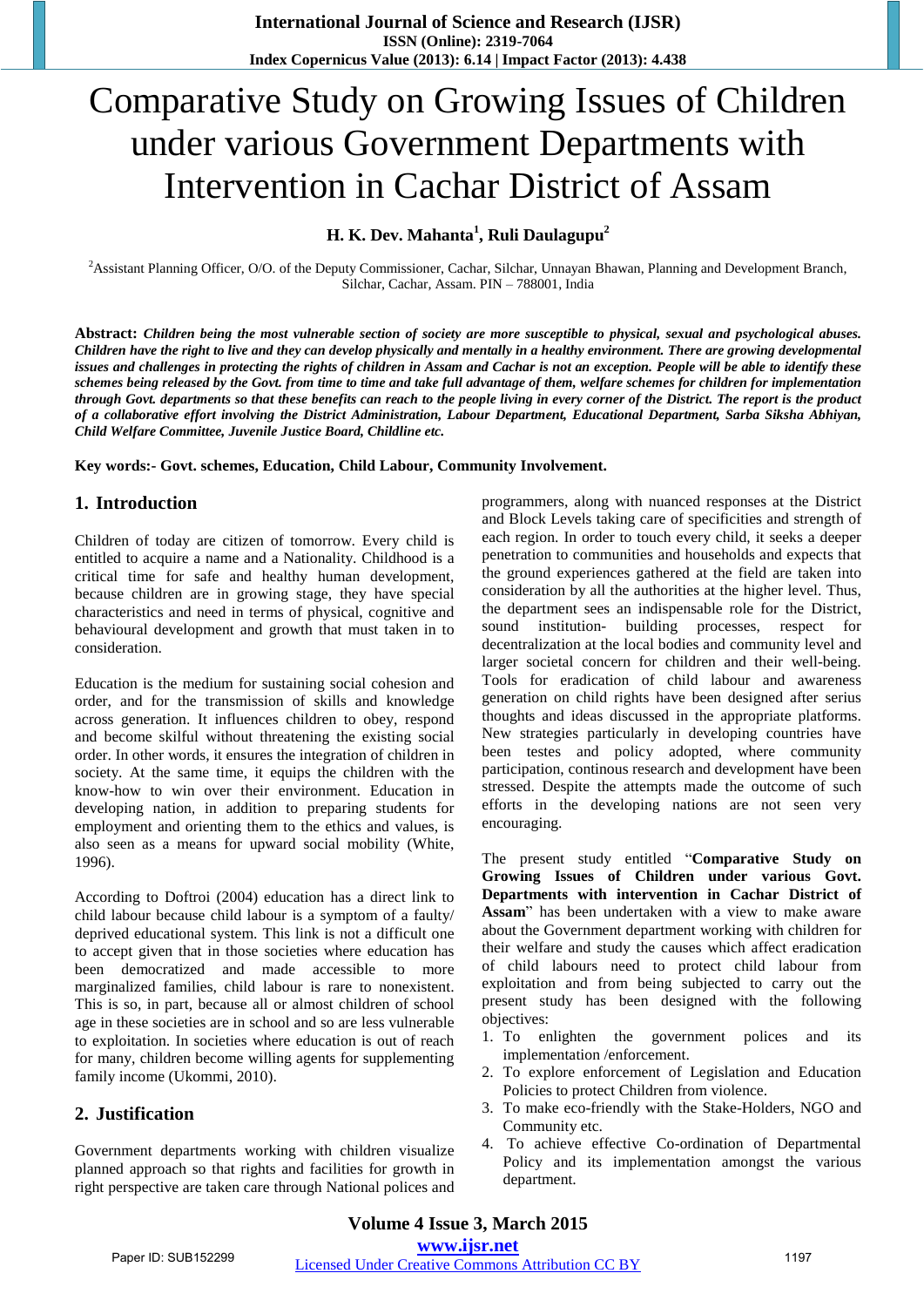# Comparative Study on Growing Issues of Children under various Government Departments with Intervention in Cachar District of Assam

**H. K. Dev. Mahanta[1], Ruli Daulagupu[2]**

[2]Assistant Planning Officer, O/O. of the Deputy Commissioner, Cachar, Silchar, Unnayan Bhawan, Planning and Development Branch, Silchar, Cachar, Assam. PIN – 788001, India

**Abstract:** ***Children being the most vulnerable section of society are more susceptible to physical, sexual and psychological abuses. Children have the right to live and they can develop physically and mentally in a healthy environment. There are growing developmental issues and challenges in protecting the rights of children in Assam and Cachar is not an exception. People will be able to identify these schemes being released by the Govt. from time to time and take full advantage of them, welfare schemes for children for implementation through Govt. departments so that these benefits can reach to the people living in every corner of the District. The report is the product of a collaborative effort involving the District Administration, Labour Department, Educational Department, Sarba Siksha Abhiyan, Child Welfare Committee, Juvenile Justice Board, Childline etc.***

**Key words:- Govt. schemes, Education, Child Labour, Community Involvement.**

## 1. Introduction

Children of today are citizen of tomorrow. Every child is entitled to acquire a name and a Nationality. Childhood is a critical time for safe and healthy human development, because children are in growing stage, they have special characteristics and need in terms of physical, cognitive and behavioural development and growth that must taken in to consideration.

Education is the medium for sustaining social cohesion and order, and for the transmission of skills and knowledge across generation. It influences children to obey, respond and become skilful without threatening the existing social order. In other words, it ensures the integration of children in society. At the same time, it equips the children with the know-how to win over their environment. Education in developing nation, in addition to preparing students for employment and orienting them to the ethics and values, is also seen as a means for upward social mobility (White, 1996).

According to Doftroi (2004) education has a direct link to child labour because child labour is a symptom of a faulty/ deprived educational system. This link is not a difficult one to accept given that in those societies where education has been democratized and made accessible to more marginalized families, child labour is rare to nonexistent. This is so, in part, because all or almost children of school age in these societies are in school and so are less vulnerable to exploitation. In societies where education is out of reach for many, children become willing agents for supplementing family income (Ukommi, 2010).

## 2. Justification

Government departments working with children visualize planned approach so that rights and facilities for growth in right perspective are taken care through National polices and programmers, along with nuanced responses at the District and Block Levels taking care of specificities and strength of each region. In order to touch every child, it seeks a deeper penetration to communities and households and expects that the ground experiences gathered at the field are taken into consideration by all the authorities at the higher level. Thus, the department sees an indispensable role for the District, sound institution- building processes, respect for decentralization at the local bodies and community level and larger societal concern for children and their well-being. Tools for eradication of child labour and awareness generation on child rights have been designed after serius thoughts and ideas discussed in the appropriate platforms. New strategies particularly in developing countries have been testes and policy adopted, where community participation, continous research and development have been stressed. Despite the attempts made the outcome of such efforts in the developing nations are not seen very encouraging.

The present study entitled "**Comparative Study on Growing Issues of Children under various Govt. Departments with intervention in Cachar District of Assam**" has been undertaken with a view to make aware about the Government department working with children for their welfare and study the causes which affect eradication of child labours need to protect child labour from exploitation and from being subjected to carry out the present study has been designed with the following objectives:

1. To enlighten the government polices and its implementation /enforcement.
2. To explore enforcement of Legislation and Education Policies to protect Children from violence.
3. To make eco-friendly with the Stake-Holders, NGO and Community etc.
4. To achieve effective Co-ordination of Departmental Policy and its implementation amongst the various department.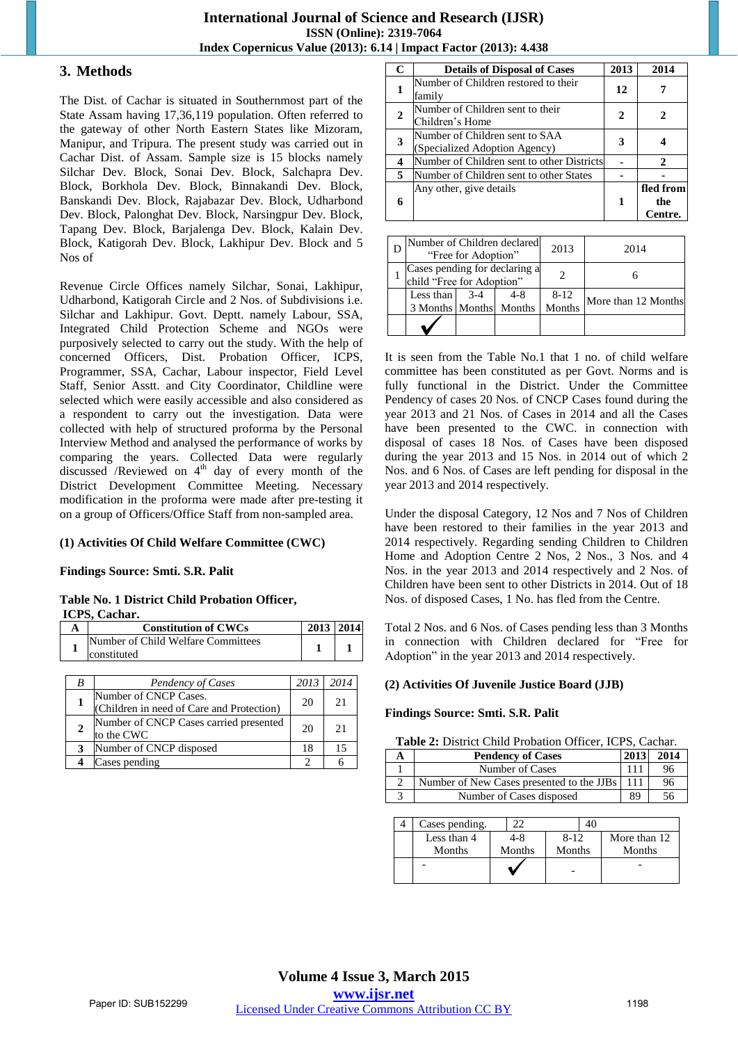## 3. Methods

The Dist. of Cachar is situated in Southernmost part of the State Assam having 17,36,119 population. Often referred to the gateway of other North Eastern States like Mizoram, Manipur, and Tripura. The present study was carried out in Cachar Dist. of Assam. Sample size is 15 blocks namely Silchar Dev. Block, Sonai Dev. Block, Salchapra Dev. Block, Borkhola Dev. Block, Binnakandi Dev. Block, Banskandi Dev. Block, Rajabazar Dev. Block, Udharbond Dev. Block, Palonghat Dev. Block, Narsingpur Dev. Block, Tapang Dev. Block, Barjalenga Dev. Block, Kalain Dev. Block, Katigorah Dev. Block, Lakhipur Dev. Block and 5 Nos of

Revenue Circle Offices namely Silchar, Sonai, Lakhipur, Udharbond, Katigorah Circle and 2 Nos. of Subdivisions i.e. Silchar and Lakhipur. Govt. Deptt. namely Labour, SSA, Integrated Child Protection Scheme and NGOs were purposively selected to carry out the study. With the help of concerned Officers, Dist. Probation Officer, ICPS, Programmer, SSA, Cachar, Labour inspector, Field Level Staff, Senior Asstt. and City Coordinator, Childline were selected which were easily accessible and also considered as a respondent to carry out the investigation. Data were collected with help of structured proforma by the Personal Interview Method and analysed the performance of works by comparing the years. Collected Data were regularly discussed /Reviewed on 4th day of every month of the District Development Committee Meeting. Necessary modification in the proforma were made after pre-testing it on a group of Officers/Office Staff from non-sampled area.

**(1) Activities Of Child Welfare Committee (CWC)**

**Findings Source: Smti. S.R. Palit**

**Table No. 1 District Child Probation Officer, ICPS, Cachar.**

| A | Constitution of CWCs | 2013 | 2014 |
|---|---|---|---|
| 1 | Number of Child Welfare Committees constituted | 1 | 1 |

| *B* | *Pendency of Cases* | *2013* | *2014* |
|---|---|---|---|
| 1 | Number of CNCP Cases. (Children in need of Care and Protection) | 20 | 21 |
| 2 | Number of CNCP Cases carried presented to the CWC | 20 | 21 |
| 3 | Number of CNCP disposed | 18 | 15 |
| 4 | Cases pending | 2 | 6 |

| C | Details of Disposal of Cases | 2013 | 2014 |
|---|---|---|---|
| 1 | Number of Children restored to their family | 12 | 7 |
| 2 | Number of Children sent to their Children's Home | 2 | 2 |
| 3 | Number of Children sent to SAA (Specialized Adoption Agency) | 3 | 4 |
| 4 | Number of Children sent to other Districts | - | 2 |
| 5 | Number of Children sent to other States | - | - |
| 6 | Any other, give details | 1 | fled from the Centre. |

| D | Number of Children declared "Free for Adoption" | 2013 | | 2014 |
|---|---|---|---|---|
| 1 | Cases pending for declaring a child "Free for Adoption" | 2 | | 6 |
| | Less than 3 Months | 3-4 Months | 4-8 Months | 8-12 Months | More than 12 Months |
| | ✓ | | | | |

It is seen from the Table No.1 that 1 no. of child welfare committee has been constituted as per Govt. Norms and is fully functional in the District. Under the Committee Pendency of cases 20 Nos. of CNCP Cases found during the year 2013 and 21 Nos. of Cases in 2014 and all the Cases have been presented to the CWC. in connection with disposal of cases 18 Nos. of Cases have been disposed during the year 2013 and 15 Nos. in 2014 out of which 2 Nos. and 6 Nos. of Cases are left pending for disposal in the year 2013 and 2014 respectively.

Under the disposal Category, 12 Nos and 7 Nos of Children have been restored to their families in the year 2013 and 2014 respectively. Regarding sending Children to Children Home and Adoption Centre 2 Nos, 2 Nos., 3 Nos. and 4 Nos. in the year 2013 and 2014 respectively and 2 Nos. of Children have been sent to other Districts in 2014. Out of 18 Nos. of disposed Cases, 1 No. has fled from the Centre.

Total 2 Nos. and 6 Nos. of Cases pending less than 3 Months in connection with Children declared for "Free for Adoption" in the year 2013 and 2014 respectively.

**(2) Activities Of Juvenile Justice Board (JJB)**

**Findings Source: Smti. S.R. Palit**

**Table 2:** District Child Probation Officer, ICPS, Cachar.

| A | Pendency of Cases | 2013 | 2014 |
|---|---|---|---|
| 1 | Number of Cases | 111 | 96 |
| 2 | Number of New Cases presented to the JJBs | 111 | 96 |
| 3 | Number of Cases disposed | 89 | 56 |

| 4 | Cases pending. | 22 | 40 | |
|---|---|---|---|---|
| | Less than 4 Months | 4-8 Months | 8-12 Months | More than 12 Months |
| | - | ✓ | - | - |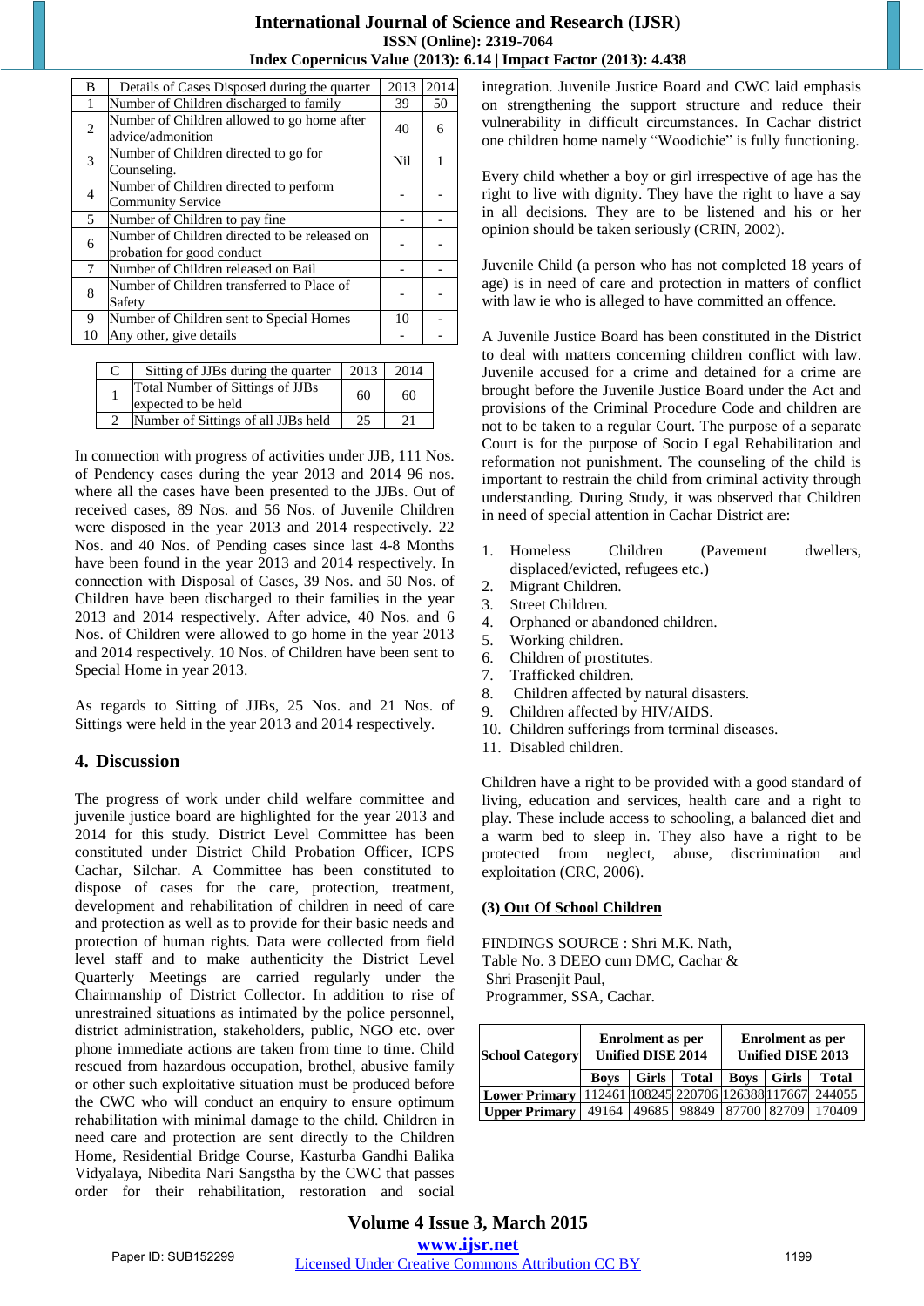| B | Details of Cases Disposed during the quarter | 2013 | 2014 |
|---|---|---|---|
| 1 | Number of Children discharged to family | 39 | 50 |
| 2 | Number of Children allowed to go home after advice/admonition | 40 | 6 |
| 3 | Number of Children directed to go for Counseling. | Nil | 1 |
| 4 | Number of Children directed to perform Community Service | - | - |
| 5 | Number of Children to pay fine | - | - |
| 6 | Number of Children directed to be released on probation for good conduct | - | - |
| 7 | Number of Children released on Bail | - | - |
| 8 | Number of Children transferred to Place of Safety | - | - |
| 9 | Number of Children sent to Special Homes | 10 | - |
| 10 | Any other, give details | - | - |

| C | Sitting of JJBs during the quarter | 2013 | 2014 |
|---|---|---|---|
| 1 | Total Number of Sittings of JJBs expected to be held | 60 | 60 |
| 2 | Number of Sittings of all JJBs held | 25 | 21 |

In connection with progress of activities under JJB, 111 Nos. of Pendency cases during the year 2013 and 2014 96 nos. where all the cases have been presented to the JJBs. Out of received cases, 89 Nos. and 56 Nos. of Juvenile Children were disposed in the year 2013 and 2014 respectively. 22 Nos. and 40 Nos. of Pending cases since last 4-8 Months have been found in the year 2013 and 2014 respectively. In connection with Disposal of Cases, 39 Nos. and 50 Nos. of Children have been discharged to their families in the year 2013 and 2014 respectively. After advice, 40 Nos. and 6 Nos. of Children were allowed to go home in the year 2013 and 2014 respectively. 10 Nos. of Children have been sent to Special Home in year 2013.

As regards to Sitting of JJBs, 25 Nos. and 21 Nos. of Sittings were held in the year 2013 and 2014 respectively.

## 4. Discussion

The progress of work under child welfare committee and juvenile justice board are highlighted for the year 2013 and 2014 for this study. District Level Committee has been constituted under District Child Probation Officer, ICPS Cachar, Silchar. A Committee has been constituted to dispose of cases for the care, protection, treatment, development and rehabilitation of children in need of care and protection as well as to provide for their basic needs and protection of human rights. Data were collected from field level staff and to make authenticity the District Level Quarterly Meetings are carried regularly under the Chairmanship of District Collector. In addition to rise of unrestrained situations as intimated by the police personnel, district administration, stakeholders, public, NGO etc. over phone immediate actions are taken from time to time. Child rescued from hazardous occupation, brothel, abusive family or other such exploitative situation must be produced before the CWC who will conduct an enquiry to ensure optimum rehabilitation with minimal damage to the child. Children in need care and protection are sent directly to the Children Home, Residential Bridge Course, Kasturba Gandhi Balika Vidyalaya, Nibedita Nari Sangstha by the CWC that passes order for their rehabilitation, restoration and social integration. Juvenile Justice Board and CWC laid emphasis on strengthening the support structure and reduce their vulnerability in difficult circumstances. In Cachar district one children home namely "Woodichie" is fully functioning.

Every child whether a boy or girl irrespective of age has the right to live with dignity. They have the right to have a say in all decisions. They are to be listened and his or her opinion should be taken seriously (CRIN, 2002).

Juvenile Child (a person who has not completed 18 years of age) is in need of care and protection in matters of conflict with law ie who is alleged to have committed an offence.

A Juvenile Justice Board has been constituted in the District to deal with matters concerning children conflict with law. Juvenile accused for a crime and detained for a crime are brought before the Juvenile Justice Board under the Act and provisions of the Criminal Procedure Code and children are not to be taken to a regular Court. The purpose of a separate Court is for the purpose of Socio Legal Rehabilitation and reformation not punishment. The counseling of the child is important to restrain the child from criminal activity through understanding. During Study, it was observed that Children in need of special attention in Cachar District are:

1. Homeless Children (Pavement dwellers, displaced/evicted, refugees etc.)
2. Migrant Children.
3. Street Children.
4. Orphaned or abandoned children.
5. Working children.
6. Children of prostitutes.
7. Trafficked children.
8. Children affected by natural disasters.
9. Children affected by HIV/AIDS.
10. Children sufferings from terminal diseases.
11. Disabled children.

Children have a right to be provided with a good standard of living, education and services, health care and a right to play. These include access to schooling, a balanced diet and a warm bed to sleep in. They also have a right to be protected from neglect, abuse, discrimination and exploitation (CRC, 2006).

**(3) Out Of School Children**

FINDINGS SOURCE : Shri M.K. Nath,
Table No. 3 DEEO cum DMC, Cachar &
Shri Prasenjit Paul,
Programmer, SSA, Cachar.

| School Category | Enrolment as per Unified DISE 2014 | | | Enrolment as per Unified DISE 2013 | | |
|---|---|---|---|---|---|---|
| | Boys | Girls | Total | Boys | Girls | Total |
| Lower Primary | 112461 | 108245 | 220706 | 126388 | 117667 | 244055 |
| Upper Primary | 49164 | 49685 | 98849 | 87700 | 82709 | 170409 |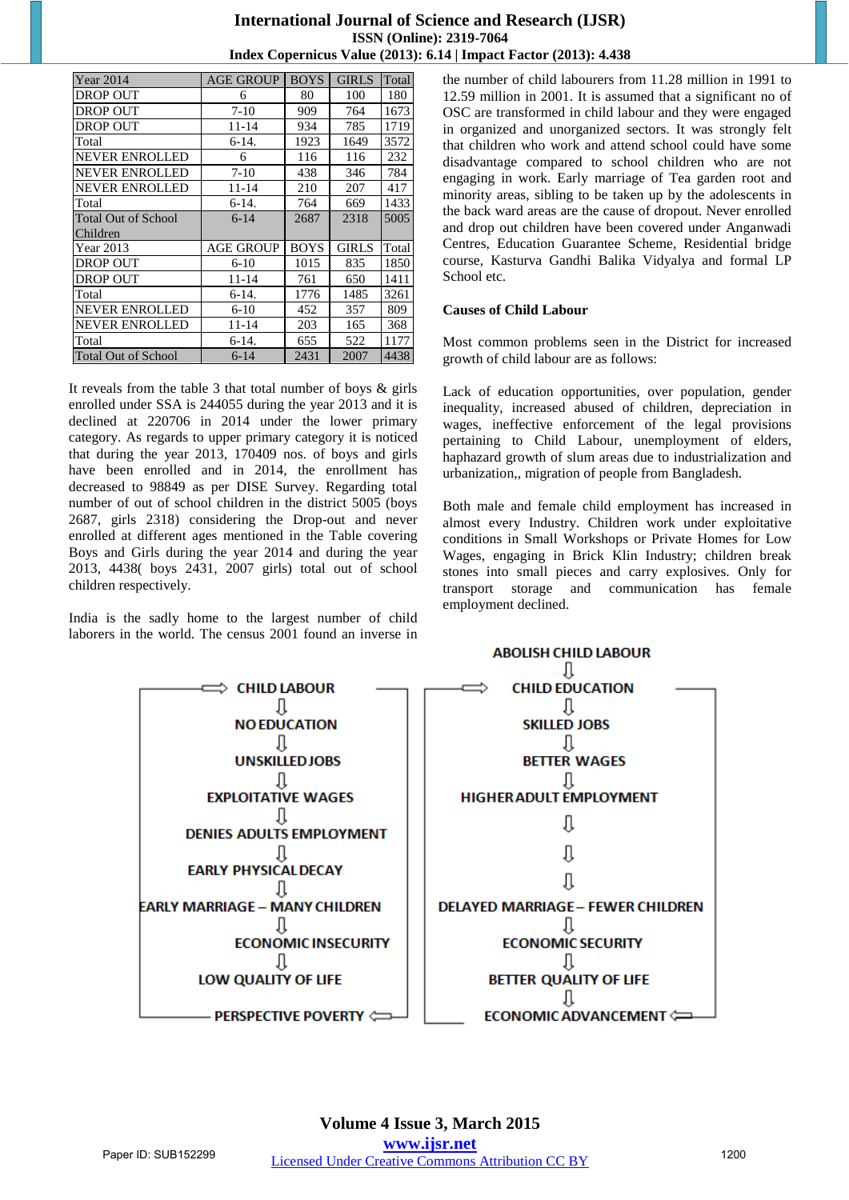| Year 2014 | AGE GROUP | BOYS | GIRLS | Total |
|---|---|---|---|---|
| DROP OUT | 6 | 80 | 100 | 180 |
| DROP OUT | 7-10 | 909 | 764 | 1673 |
| DROP OUT | 11-14 | 934 | 785 | 1719 |
| Total | 6-14. | 1923 | 1649 | 3572 |
| NEVER ENROLLED | 6 | 116 | 116 | 232 |
| NEVER ENROLLED | 7-10 | 438 | 346 | 784 |
| NEVER ENROLLED | 11-14 | 210 | 207 | 417 |
| Total | 6-14. | 764 | 669 | 1433 |
| Total Out of School Children | 6-14 | 2687 | 2318 | 5005 |
| Year 2013 | AGE GROUP | BOYS | GIRLS | Total |
| DROP OUT | 6-10 | 1015 | 835 | 1850 |
| DROP OUT | 11-14 | 761 | 650 | 1411 |
| Total | 6-14. | 1776 | 1485 | 3261 |
| NEVER ENROLLED | 6-10 | 452 | 357 | 809 |
| NEVER ENROLLED | 11-14 | 203 | 165 | 368 |
| Total | 6-14. | 655 | 522 | 1177 |
| Total Out of School | 6-14 | 2431 | 2007 | 4438 |

It reveals from the table 3 that total number of boys & girls enrolled under SSA is 244055 during the year 2013 and it is declined at 220706 in 2014 under the lower primary category. As regards to upper primary category it is noticed that during the year 2013, 170409 nos. of boys and girls have been enrolled and in 2014, the enrollment has decreased to 98849 as per DISE Survey. Regarding total number of out of school children in the district 5005 (boys 2687, girls 2318) considering the Drop-out and never enrolled at different ages mentioned in the Table covering Boys and Girls during the year 2014 and during the year 2013, 4438( boys 2431, 2007 girls) total out of school children respectively.

India is the sadly home to the largest number of child laborers in the world. The census 2001 found an inverse in the number of child labourers from 11.28 million in 1991 to 12.59 million in 2001. It is assumed that a significant no of OSC are transformed in child labour and they were engaged in organized and unorganized sectors. It was strongly felt that children who work and attend school could have some disadvantage compared to school children who are not engaging in work. Early marriage of Tea garden root and minority areas, sibling to be taken up by the adolescents in the back ward areas are the cause of dropout. Never enrolled and drop out children have been covered under Anganwadi Centres, Education Guarantee Scheme, Residential bridge course, Kasturva Gandhi Balika Vidyalya and formal LP School etc.

### Causes of Child Labour

Most common problems seen in the District for increased growth of child labour are as follows:

Lack of education opportunities, over population, gender inequality, increased abused of children, depreciation in wages, ineffective enforcement of the legal provisions pertaining to Child Labour, unemployment of elders, haphazard growth of slum areas due to industrialization and urbanization,, migration of people from Bangladesh.

Both male and female child employment has increased in almost every Industry. Children work under exploitative conditions in Small Workshops or Private Homes for Low Wages, engaging in Brick Klin Industry; children break stones into small pieces and carry explosives. Only for transport storage and communication has female employment declined.

ABOLISH CHILD LABOUR

| | |
|---|---|
| CHILD LABOUR | CHILD EDUCATION |
| ⇩ | ⇩ |
| NO EDUCATION | SKILLED JOBS |
| ⇩ | ⇩ |
| UNSKILLED JOBS | BETTER WAGES |
| ⇩ | ⇩ |
| EXPLOITATIVE WAGES | HIGHER ADULT EMPLOYMENT |
| ⇩ | ⇩ |
| DENIES ADULTS EMPLOYMENT | ⇩ |
| ⇩ | ⇩ |
| EARLY PHYSICAL DECAY | ⇩ |
| ⇩ | ⇩ |
| EARLY MARRIAGE – MANY CHILDREN | DELAYED MARRIAGE – FEWER CHILDREN |
| ⇩ | ⇩ |
| ECONOMIC INSECURITY | ECONOMIC SECURITY |
| ⇩ | ⇩ |
| LOW QUALITY OF LIFE | BETTER QUALITY OF LIFE |
| | ⇩ |
| PERSPECTIVE POVERTY | ECONOMIC ADVANCEMENT |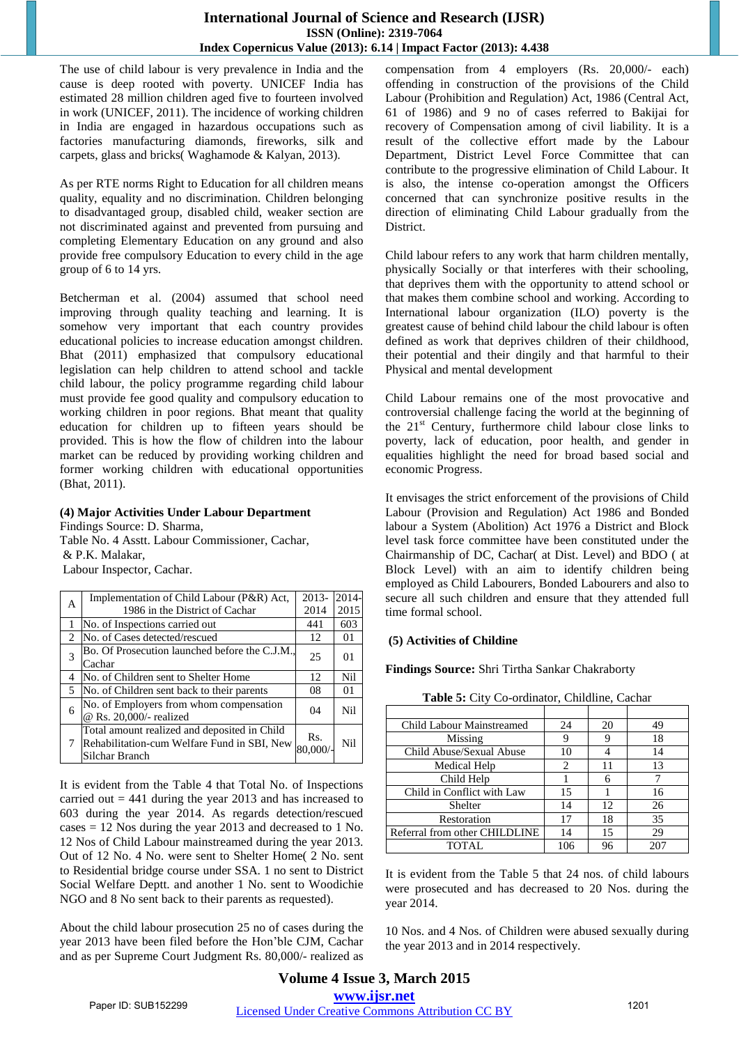The use of child labour is very prevalence in India and the cause is deep rooted with poverty. UNICEF India has estimated 28 million children aged five to fourteen involved in work (UNICEF, 2011). The incidence of working children in India are engaged in hazardous occupations such as factories manufacturing diamonds, fireworks, silk and carpets, glass and bricks( Waghamode & Kalyan, 2013).

As per RTE norms Right to Education for all children means quality, equality and no discrimination. Children belonging to disadvantaged group, disabled child, weaker section are not discriminated against and prevented from pursuing and completing Elementary Education on any ground and also provide free compulsory Education to every child in the age group of 6 to 14 yrs.

Betcherman et al. (2004) assumed that school need improving through quality teaching and learning. It is somehow very important that each country provides educational policies to increase education amongst children. Bhat (2011) emphasized that compulsory educational legislation can help children to attend school and tackle child labour, the policy programme regarding child labour must provide fee good quality and compulsory education to working children in poor regions. Bhat meant that quality education for children up to fifteen years should be provided. This is how the flow of children into the labour market can be reduced by providing working children and former working children with educational opportunities (Bhat, 2011).

**(4) Major Activities Under Labour Department**

Findings Source: D. Sharma,
Table No. 4 Asstt. Labour Commissioner, Cachar,
& P.K. Malakar,
Labour Inspector, Cachar.

| A | Implementation of Child Labour (P&R) Act, 1986 in the District of Cachar | 2013-2014 | 2014-2015 |
|---|---|---|---|
| 1 | No. of Inspections carried out | 441 | 603 |
| 2 | No. of Cases detected/rescued | 12 | 01 |
| 3 | Bo. Of Prosecution launched before the C.J.M., Cachar | 25 | 01 |
| 4 | No. of Children sent to Shelter Home | 12 | Nil |
| 5 | No. of Children sent back to their parents | 08 | 01 |
| 6 | No. of Employers from whom compensation @ Rs. 20,000/- realized | 04 | Nil |
| 7 | Total amount realized and deposited in Child Rehabilitation-cum Welfare Fund in SBI, New Silchar Branch | Rs. 80,000/- | Nil |

It is evident from the Table 4 that Total No. of Inspections carried out = 441 during the year 2013 and has increased to 603 during the year 2014. As regards detection/rescued cases = 12 Nos during the year 2013 and decreased to 1 No. 12 Nos of Child Labour mainstreamed during the year 2013. Out of 12 No. 4 No. were sent to Shelter Home( 2 No. sent to Residential bridge course under SSA. 1 no sent to District Social Welfare Deptt. and another 1 No. sent to Woodichie NGO and 8 No sent back to their parents as requested).

About the child labour prosecution 25 no of cases during the year 2013 have been filed before the Hon'ble CJM, Cachar and as per Supreme Court Judgment Rs. 80,000/- realized as compensation from 4 employers (Rs. 20,000/- each) offending in construction of the provisions of the Child Labour (Prohibition and Regulation) Act, 1986 (Central Act, 61 of 1986) and 9 no of cases referred to Bakijai for recovery of Compensation among of civil liability. It is a result of the collective effort made by the Labour Department, District Level Force Committee that can contribute to the progressive elimination of Child Labour. It is also, the intense co-operation amongst the Officers concerned that can synchronize positive results in the direction of eliminating Child Labour gradually from the District.

Child labour refers to any work that harm children mentally, physically Socially or that interferes with their schooling, that deprives them with the opportunity to attend school or that makes them combine school and working. According to International labour organization (ILO) poverty is the greatest cause of behind child labour the child labour is often defined as work that deprives children of their childhood, their potential and their dingily and that harmful to their Physical and mental development

Child Labour remains one of the most provocative and controversial challenge facing the world at the beginning of the 21st Century, furthermore child labour close links to poverty, lack of education, poor health, and gender in equalities highlight the need for broad based social and economic Progress.

It envisages the strict enforcement of the provisions of Child Labour (Provision and Regulation) Act 1986 and Bonded labour a System (Abolition) Act 1976 a District and Block level task force committee have been constituted under the Chairmanship of DC, Cachar( at Dist. Level) and BDO ( at Block Level) with an aim to identify children being employed as Child Labourers, Bonded Labourers and also to secure all such children and ensure that they attended full time formal school.

**(5) Activities of Childline**

**Findings Source:** Shri Tirtha Sankar Chakraborty

**Table 5:** City Co-ordinator, Childline, Cachar

| | | | |
|---|---|---|---|
| Child Labour Mainstreamed | 24 | 20 | 49 |
| Missing | 9 | 9 | 18 |
| Child Abuse/Sexual Abuse | 10 | 4 | 14 |
| Medical Help | 2 | 11 | 13 |
| Child Help | 1 | 6 | 7 |
| Child in Conflict with Law | 15 | 1 | 16 |
| Shelter | 14 | 12 | 26 |
| Restoration | 17 | 18 | 35 |
| Referral from other CHILDLINE | 14 | 15 | 29 |
| TOTAL | 106 | 96 | 207 |

It is evident from the Table 5 that 24 nos. of child labours were prosecuted and has decreased to 20 Nos. during the year 2014.

10 Nos. and 4 Nos. of Children were abused sexually during the year 2013 and in 2014 respectively.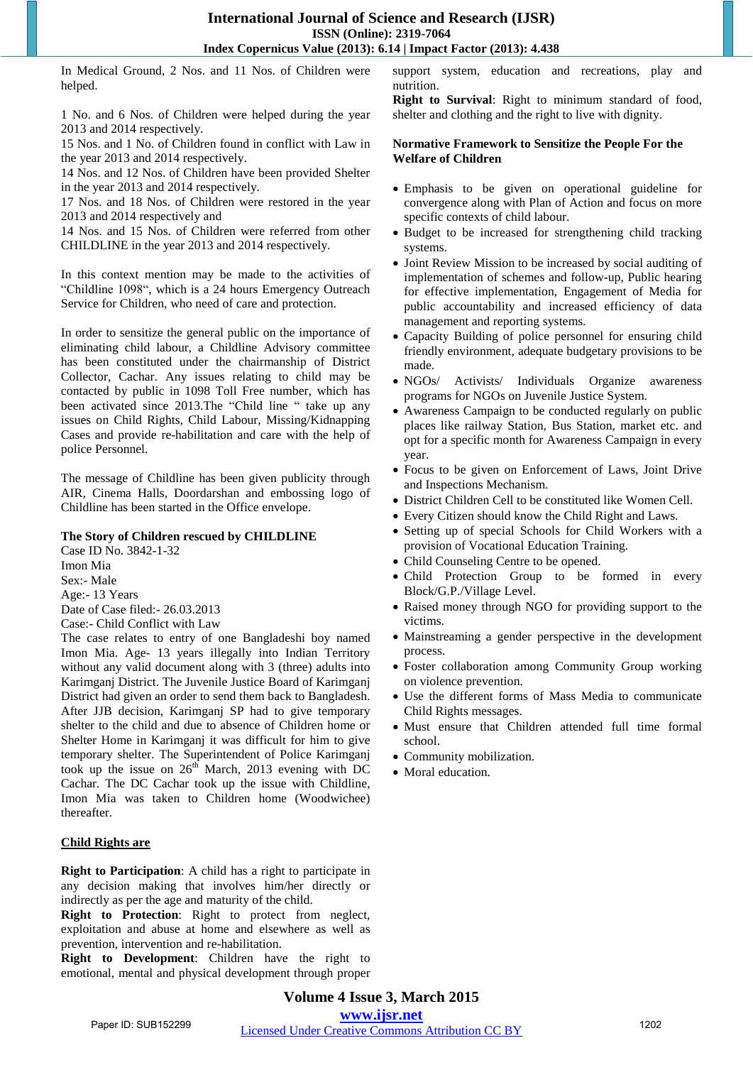In Medical Ground, 2 Nos. and 11 Nos. of Children were helped.

1 No. and 6 Nos. of Children were helped during the year 2013 and 2014 respectively.
15 Nos. and 1 No. of Children found in conflict with Law in the year 2013 and 2014 respectively.
14 Nos. and 12 Nos. of Children have been provided Shelter in the year 2013 and 2014 respectively.
17 Nos. and 18 Nos. of Children were restored in the year 2013 and 2014 respectively and
14 Nos. and 15 Nos. of Children were referred from other CHILDLINE in the year 2013 and 2014 respectively.

In this context mention may be made to the activities of "Childline 1098", which is a 24 hours Emergency Outreach Service for Children, who need of care and protection.

In order to sensitize the general public on the importance of eliminating child labour, a Childline Advisory committee has been constituted under the chairmanship of District Collector, Cachar. Any issues relating to child may be contacted by public in 1098 Toll Free number, which has been activated since 2013.The "Child line " take up any issues on Child Rights, Child Labour, Missing/Kidnapping Cases and provide re-habilitation and care with the help of police Personnel.

The message of Childline has been given publicity through AIR, Cinema Halls, Doordarshan and embossing logo of Childline has been started in the Office envelope.

**The Story of Children rescued by CHILDLINE**
Case ID No. 3842-1-32
Imon Mia
Sex:- Male
Age:- 13 Years
Date of Case filed:- 26.03.2013
Case:- Child Conflict with Law
The case relates to entry of one Bangladeshi boy named Imon Mia. Age- 13 years illegally into Indian Territory without any valid document along with 3 (three) adults into Karimganj District. The Juvenile Justice Board of Karimganj District had given an order to send them back to Bangladesh. After JJB decision, Karimganj SP had to give temporary shelter to the child and due to absence of Children home or Shelter Home in Karimganj it was difficult for him to give temporary shelter. The Superintendent of Police Karimganj took up the issue on 26th March, 2013 evening with DC Cachar. The DC Cachar took up the issue with Childline, Imon Mia was taken to Children home (Woodwichee) thereafter.

**<u>Child Rights are</u>**

**Right to Participation**: A child has a right to participate in any decision making that involves him/her directly or indirectly as per the age and maturity of the child.
**Right to Protection**: Right to protect from neglect, exploitation and abuse at home and elsewhere as well as prevention, intervention and re-habilitation.
**Right to Development**: Children have the right to emotional, mental and physical development through proper support system, education and recreations, play and nutrition.
**Right to Survival**: Right to minimum standard of food, shelter and clothing and the right to live with dignity.

**Normative Framework to Sensitize the People For the Welfare of Children**

- Emphasis to be given on operational guideline for convergence along with Plan of Action and focus on more specific contexts of child labour.
- Budget to be increased for strengthening child tracking systems.
- Joint Review Mission to be increased by social auditing of implementation of schemes and follow-up, Public hearing for effective implementation, Engagement of Media for public accountability and increased efficiency of data management and reporting systems.
- Capacity Building of police personnel for ensuring child friendly environment, adequate budgetary provisions to be made.
- NGOs/ Activists/ Individuals Organize awareness programs for NGOs on Juvenile Justice System.
- Awareness Campaign to be conducted regularly on public places like railway Station, Bus Station, market etc. and opt for a specific month for Awareness Campaign in every year.
- Focus to be given on Enforcement of Laws, Joint Drive and Inspections Mechanism.
- District Children Cell to be constituted like Women Cell.
- Every Citizen should know the Child Right and Laws.
- Setting up of special Schools for Child Workers with a provision of Vocational Education Training.
- Child Counseling Centre to be opened.
- Child Protection Group to be formed in every Block/G.P./Village Level.
- Raised money through NGO for providing support to the victims.
- Mainstreaming a gender perspective in the development process.
- Foster collaboration among Community Group working on violence prevention.
- Use the different forms of Mass Media to communicate Child Rights messages.
- Must ensure that Children attended full time formal school.
- Community mobilization.
- Moral education.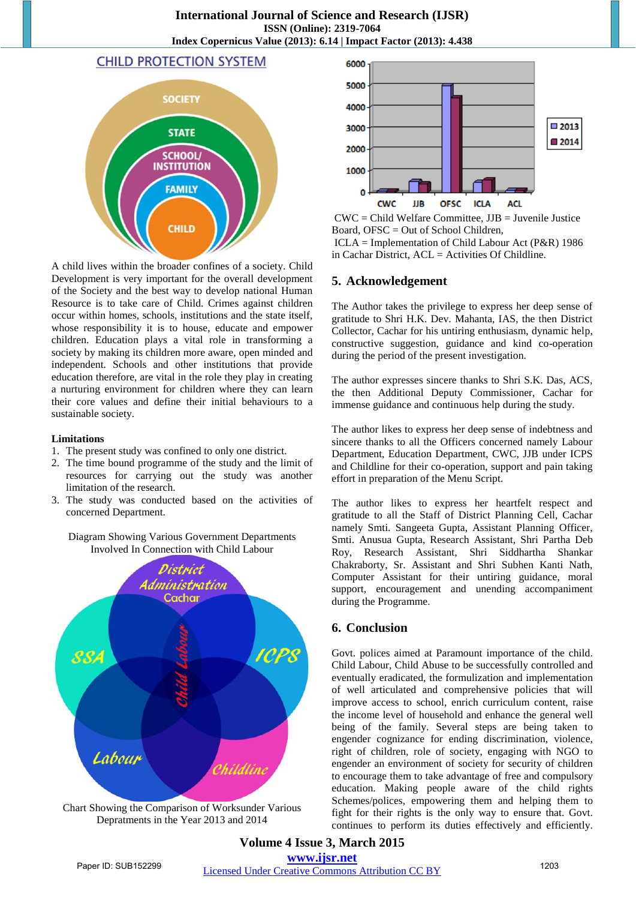CHILD PROTECTION SYSTEM

A child lives within the broader confines of a society. Child Development is very important for the overall development of the Society and the best way to develop national Human Resource is to take care of Child. Crimes against children occur within homes, schools, institutions and the state itself, whose responsibility it is to house, educate and empower children. Education plays a vital role in transforming a society by making its children more aware, open minded and independent. Schools and other institutions that provide education therefore, are vital in the role they play in creating a nurturing environment for children where they can learn their core values and define their initial behaviours to a sustainable society.

**Limitations**

1. The present study was confined to only one district.
2. The time bound programme of the study and the limit of resources for carrying out the study was another limitation of the research.
3. The study was conducted based on the activities of concerned Department.

Diagram Showing Various Government Departments Involved In Connection with Child Labour

Chart Showing the Comparison of Worksunder Various Depratments in the Year 2013 and 2014

CWC = Child Welfare Committee, JJB = Juvenile Justice Board, OFSC = Out of School Children,
ICLA = Implementation of Child Labour Act (P&R) 1986 in Cachar District, ACL = Activities Of Childline.

## 5. Acknowledgement

The Author takes the privilege to express her deep sense of gratitude to Shri H.K. Dev. Mahanta, IAS, the then District Collector, Cachar for his untiring enthusiasm, dynamic help, constructive suggestion, guidance and kind co-operation during the period of the present investigation.

The author expresses sincere thanks to Shri S.K. Das, ACS, the then Additional Deputy Commissioner, Cachar for immense guidance and continuous help during the study.

The author likes to express her deep sense of indebtness and sincere thanks to all the Officers concerned namely Labour Department, Education Department, CWC, JJB under ICPS and Childline for their co-operation, support and pain taking effort in preparation of the Menu Script.

The author likes to express her heartfelt respect and gratitude to all the Staff of District Planning Cell, Cachar namely Smti. Sangeeta Gupta, Assistant Planning Officer, Smti. Anusua Gupta, Research Assistant, Shri Partha Deb Roy, Research Assistant, Shri Siddhartha Shankar Chakraborty, Sr. Assistant and Shri Subhen Kanti Nath, Computer Assistant for their untiring guidance, moral support, encouragement and unending accompaniment during the Programme.

## 6. Conclusion

Govt. polices aimed at Paramount importance of the child. Child Labour, Child Abuse to be successfully controlled and eventually eradicated, the formulization and implementation of well articulated and comprehensive policies that will improve access to school, enrich curriculum content, raise the income level of household and enhance the general well being of the family. Several steps are being taken to engender cognizance for ending discrimination, violence, right of children, role of society, engaging with NGO to engender an environment of society for security of children to encourage them to take advantage of free and compulsory education. Making people aware of the child rights Schemes/polices, empowering them and helping them to fight for their rights is the only way to ensure that. Govt. continues to perform its duties effectively and efficiently.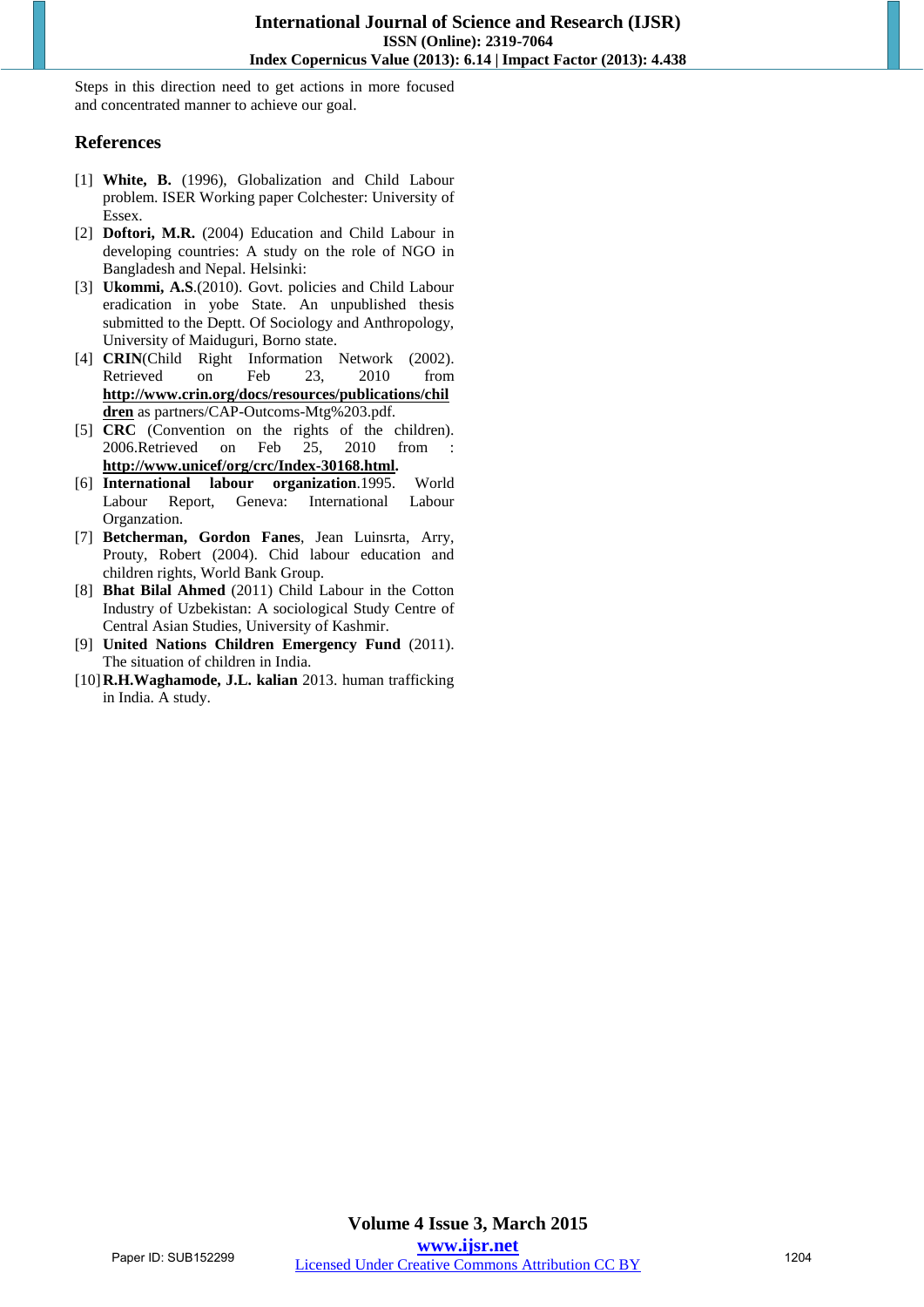Steps in this direction need to get actions in more focused and concentrated manner to achieve our goal.

## References

[1] **White, B.** (1996), Globalization and Child Labour problem. ISER Working paper Colchester: University of Essex.

[2] **Doftori, M.R.** (2004) Education and Child Labour in developing countries: A study on the role of NGO in Bangladesh and Nepal. Helsinki:

[3] **Ukommi, A.S**.(2010). Govt. policies and Child Labour eradication in yobe State. An unpublished thesis submitted to the Deptt. Of Sociology and Anthropology, University of Maiduguri, Borno state.

[4] **CRIN**(Child Right Information Network (2002). Retrieved on Feb 23, 2010 from **http://www.crin.org/docs/resources/publications/children** as partners/CAP-Outcoms-Mtg%203.pdf.

[5] **CRC** (Convention on the rights of the children). 2006.Retrieved on Feb 25, 2010 from : **http://www.unicef/org/crc/Index-30168.html.**

[6] **International labour organization**.1995. World Labour Report, Geneva: International Labour Organzation.

[7] **Betcherman, Gordon Fanes**, Jean Luinsrta, Arry, Prouty, Robert (2004). Chid labour education and children rights, World Bank Group.

[8] **Bhat Bilal Ahmed** (2011) Child Labour in the Cotton Industry of Uzbekistan: A sociological Study Centre of Central Asian Studies, University of Kashmir.

[9] **United Nations Children Emergency Fund** (2011). The situation of children in India.

[10] **R.H.Waghamode, J.L. kalian** 2013. human trafficking in India. A study.